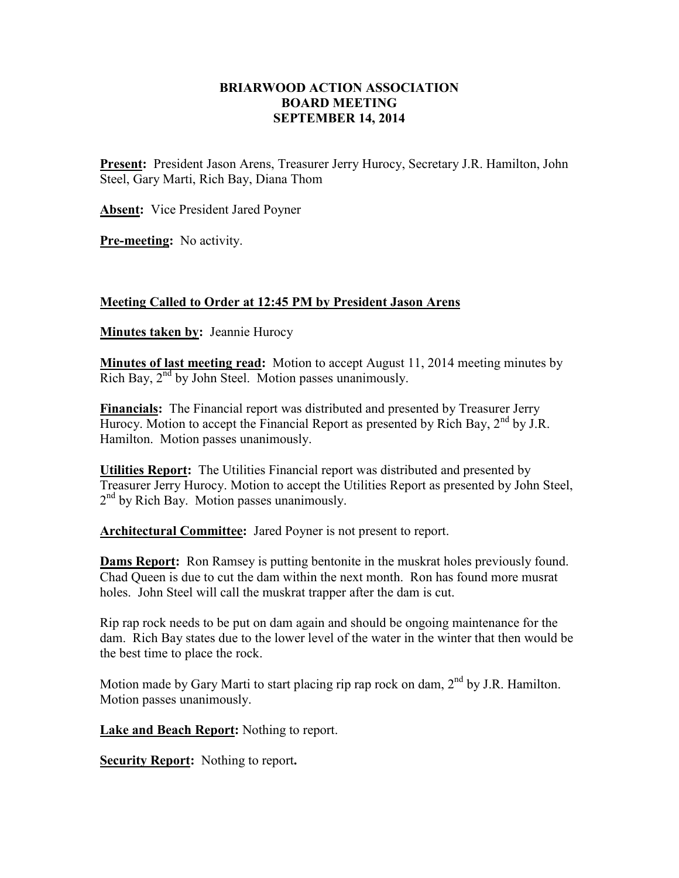# BRIARWOOD ACTION ASSOCIATION
## BOARD MEETING
## SEPTEMBER 14, 2014

**Present:** President Jason Arens, Treasurer Jerry Hurocy, Secretary J.R. Hamilton, John Steel, Gary Marti, Rich Bay, Diana Thom

**Absent:** Vice President Jared Poyner

**Pre-meeting:** No activity.

**Meeting Called to Order at 12:45 PM by President Jason Arens**

**Minutes taken by:** Jeannie Hurocy

**Minutes of last meeting read:** Motion to accept August 11, 2014 meeting minutes by Rich Bay, 2nd by John Steel. Motion passes unanimously.

**Financials:** The Financial report was distributed and presented by Treasurer Jerry Hurocy. Motion to accept the Financial Report as presented by Rich Bay, 2nd by J.R. Hamilton. Motion passes unanimously.

**Utilities Report:** The Utilities Financial report was distributed and presented by Treasurer Jerry Hurocy. Motion to accept the Utilities Report as presented by John Steel, 2nd by Rich Bay. Motion passes unanimously.

**Architectural Committee:** Jared Poyner is not present to report.

**Dams Report:** Ron Ramsey is putting bentonite in the muskrat holes previously found. Chad Queen is due to cut the dam within the next month. Ron has found more musrat holes. John Steel will call the muskrat trapper after the dam is cut.

Rip rap rock needs to be put on dam again and should be ongoing maintenance for the dam. Rich Bay states due to the lower level of the water in the winter that then would be the best time to place the rock.

Motion made by Gary Marti to start placing rip rap rock on dam, 2nd by J.R. Hamilton. Motion passes unanimously.

**Lake and Beach Report:** Nothing to report.

**Security Report:** Nothing to report.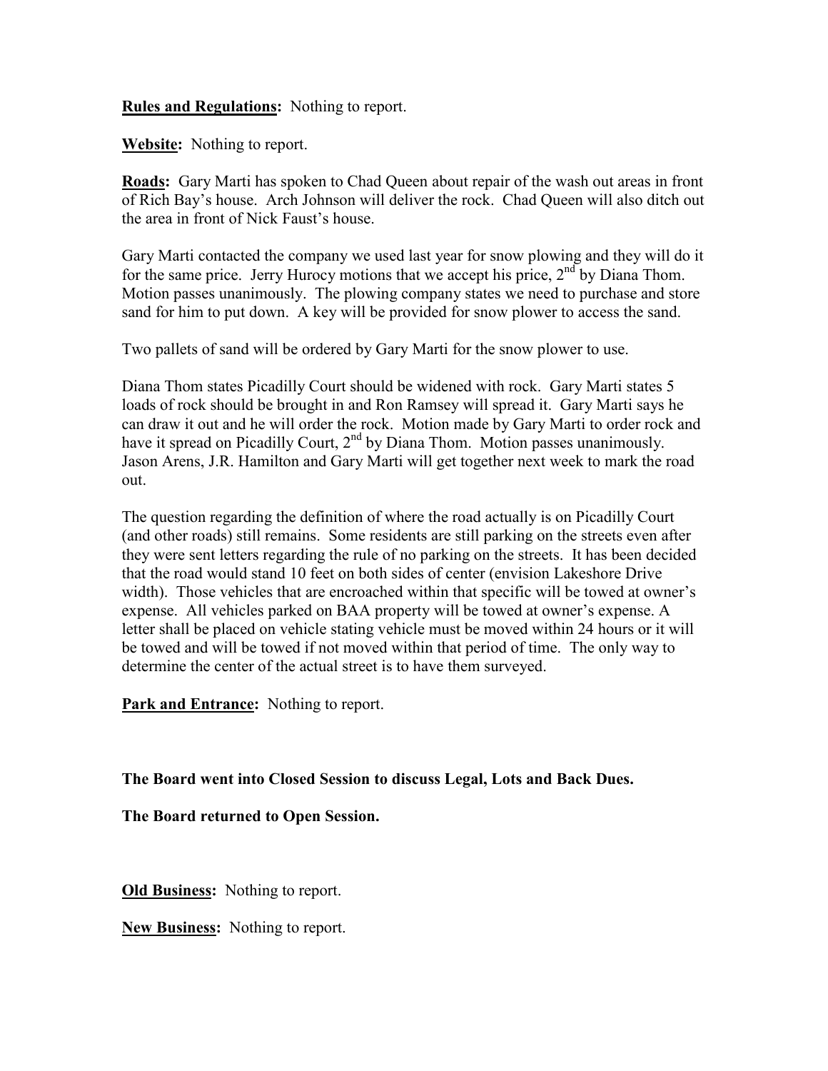**Rules and Regulations:** Nothing to report.

**Website:** Nothing to report.

**Roads:** Gary Marti has spoken to Chad Queen about repair of the wash out areas in front of Rich Bay's house. Arch Johnson will deliver the rock. Chad Queen will also ditch out the area in front of Nick Faust's house.

Gary Marti contacted the company we used last year for snow plowing and they will do it for the same price. Jerry Hurocy motions that we accept his price, 2nd by Diana Thom. Motion passes unanimously. The plowing company states we need to purchase and store sand for him to put down. A key will be provided for snow plower to access the sand.

Two pallets of sand will be ordered by Gary Marti for the snow plower to use.

Diana Thom states Picadilly Court should be widened with rock. Gary Marti states 5 loads of rock should be brought in and Ron Ramsey will spread it. Gary Marti says he can draw it out and he will order the rock. Motion made by Gary Marti to order rock and have it spread on Picadilly Court, 2nd by Diana Thom. Motion passes unanimously. Jason Arens, J.R. Hamilton and Gary Marti will get together next week to mark the road out.

The question regarding the definition of where the road actually is on Picadilly Court (and other roads) still remains. Some residents are still parking on the streets even after they were sent letters regarding the rule of no parking on the streets. It has been decided that the road would stand 10 feet on both sides of center (envision Lakeshore Drive width). Those vehicles that are encroached within that specific will be towed at owner's expense. All vehicles parked on BAA property will be towed at owner's expense. A letter shall be placed on vehicle stating vehicle must be moved within 24 hours or it will be towed and will be towed if not moved within that period of time. The only way to determine the center of the actual street is to have them surveyed.

**Park and Entrance:** Nothing to report.

**The Board went into Closed Session to discuss Legal, Lots and Back Dues.**

**The Board returned to Open Session.**

**Old Business:** Nothing to report.

**New Business:** Nothing to report.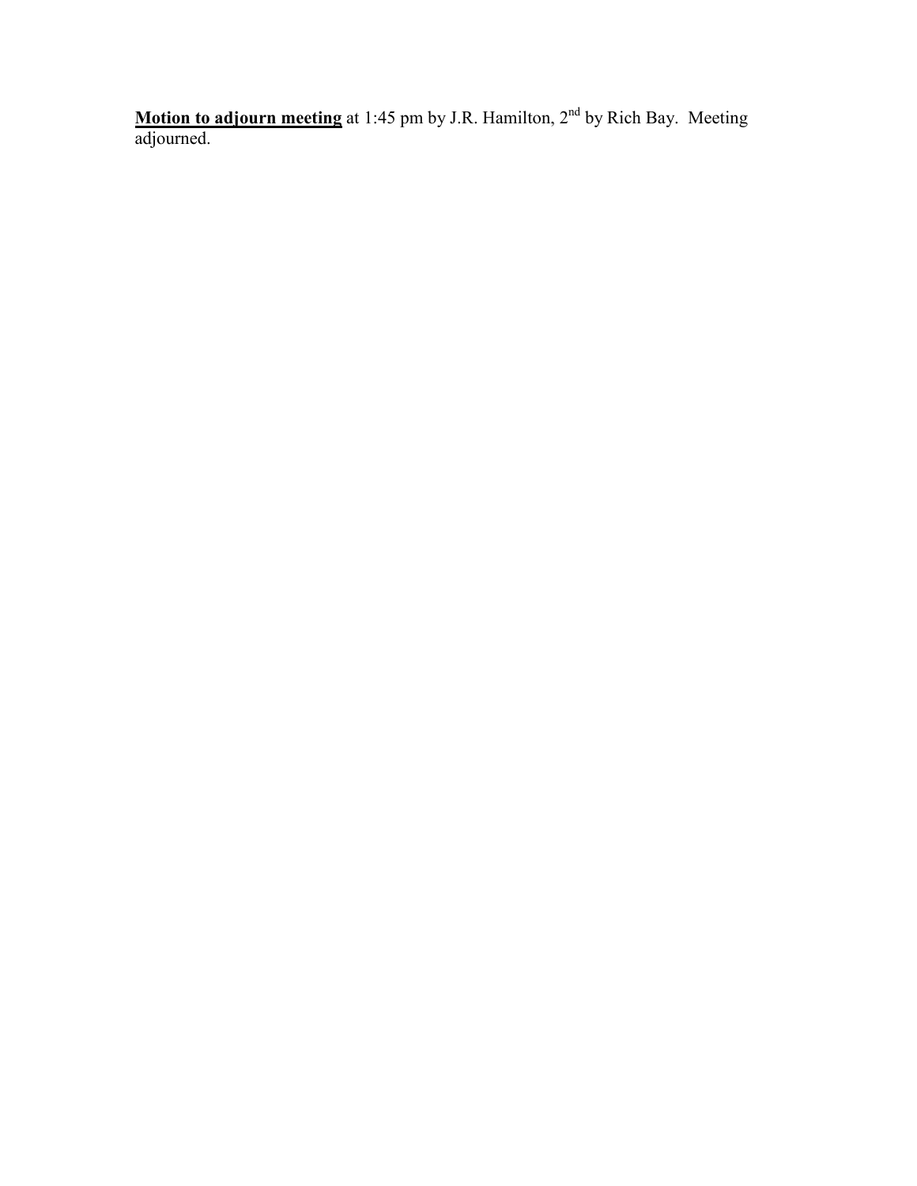**<u>Motion to adjourn meeting</u>** at 1:45 pm by J.R. Hamilton, 2nd by Rich Bay. Meeting adjourned.